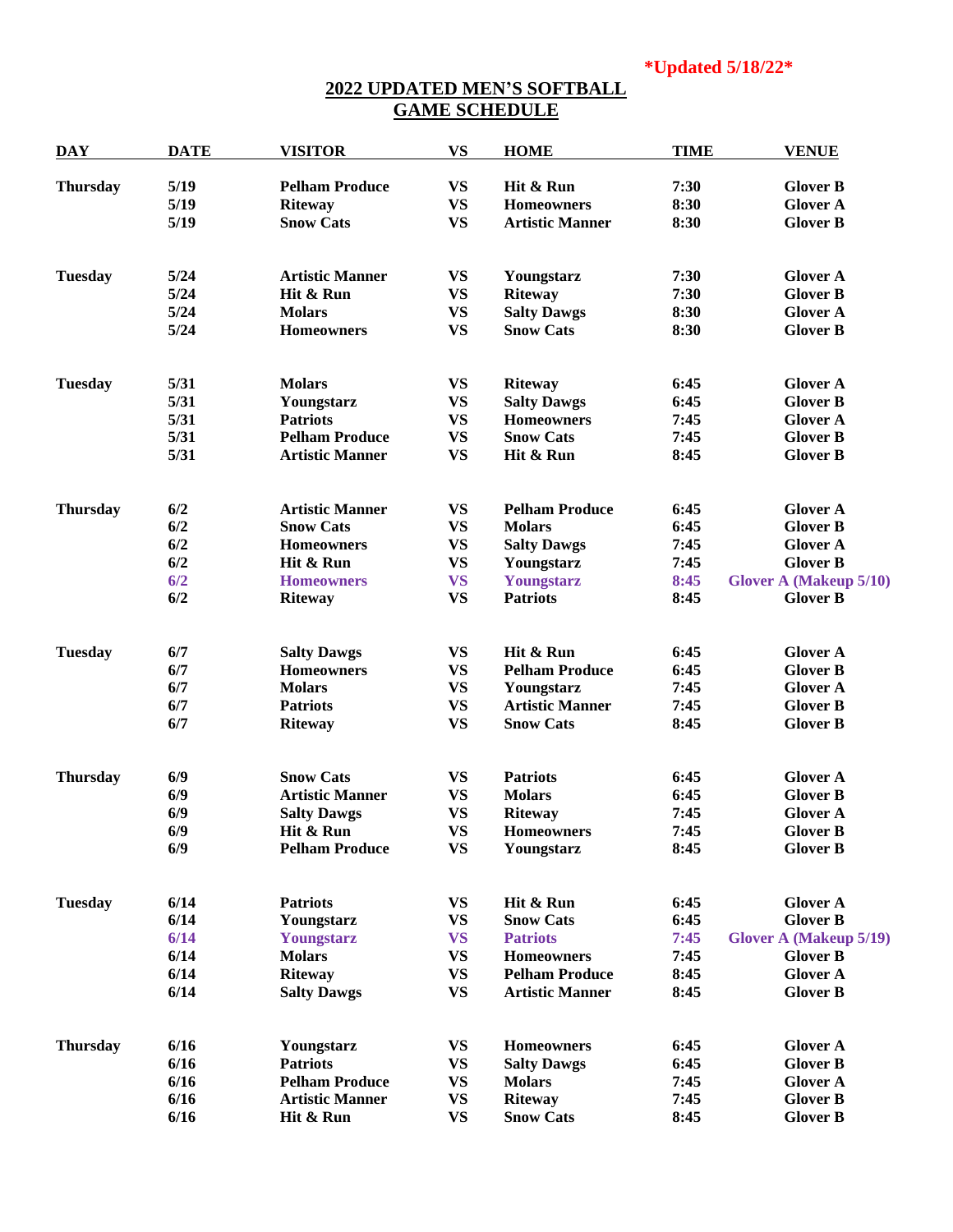**\*Updated 5/18/22\***

# 2022 UPDATED MEN'S SOFTBALL GAME SCHEDULE

| DAY | DATE | VISITOR | VS | HOME | TIME | VENUE |
|---|---|---|---|---|---|---|
| Thursday | 5/19 | Pelham Produce | VS | Hit & Run | 7:30 | Glover B |
| | 5/19 | Riteway | VS | Homeowners | 8:30 | Glover A |
| | 5/19 | Snow Cats | VS | Artistic Manner | 8:30 | Glover B |
| Tuesday | 5/24 | Artistic Manner | VS | Youngstarz | 7:30 | Glover A |
| | 5/24 | Hit & Run | VS | Riteway | 7:30 | Glover B |
| | 5/24 | Molars | VS | Salty Dawgs | 8:30 | Glover A |
| | 5/24 | Homeowners | VS | Snow Cats | 8:30 | Glover B |
| Tuesday | 5/31 | Molars | VS | Riteway | 6:45 | Glover A |
| | 5/31 | Youngstarz | VS | Salty Dawgs | 6:45 | Glover B |
| | 5/31 | Patriots | VS | Homeowners | 7:45 | Glover A |
| | 5/31 | Pelham Produce | VS | Snow Cats | 7:45 | Glover B |
| | 5/31 | Artistic Manner | VS | Hit & Run | 8:45 | Glover B |
| Thursday | 6/2 | Artistic Manner | VS | Pelham Produce | 6:45 | Glover A |
| | 6/2 | Snow Cats | VS | Molars | 6:45 | Glover B |
| | 6/2 | Homeowners | VS | Salty Dawgs | 7:45 | Glover A |
| | 6/2 | Hit & Run | VS | Youngstarz | 7:45 | Glover B |
| | 6/2 | Homeowners | VS | Youngstarz | 8:45 | Glover A (Makeup 5/10) |
| | 6/2 | Riteway | VS | Patriots | 8:45 | Glover B |
| Tuesday | 6/7 | Salty Dawgs | VS | Hit & Run | 6:45 | Glover A |
| | 6/7 | Homeowners | VS | Pelham Produce | 6:45 | Glover B |
| | 6/7 | Molars | VS | Youngstarz | 7:45 | Glover A |
| | 6/7 | Patriots | VS | Artistic Manner | 7:45 | Glover B |
| | 6/7 | Riteway | VS | Snow Cats | 8:45 | Glover B |
| Thursday | 6/9 | Snow Cats | VS | Patriots | 6:45 | Glover A |
| | 6/9 | Artistic Manner | VS | Molars | 6:45 | Glover B |
| | 6/9 | Salty Dawgs | VS | Riteway | 7:45 | Glover A |
| | 6/9 | Hit & Run | VS | Homeowners | 7:45 | Glover B |
| | 6/9 | Pelham Produce | VS | Youngstarz | 8:45 | Glover B |
| Tuesday | 6/14 | Patriots | VS | Hit & Run | 6:45 | Glover A |
| | 6/14 | Youngstarz | VS | Snow Cats | 6:45 | Glover B |
| | 6/14 | Youngstarz | VS | Patriots | 7:45 | Glover A (Makeup 5/19) |
| | 6/14 | Molars | VS | Homeowners | 7:45 | Glover B |
| | 6/14 | Riteway | VS | Pelham Produce | 8:45 | Glover A |
| | 6/14 | Salty Dawgs | VS | Artistic Manner | 8:45 | Glover B |
| Thursday | 6/16 | Youngstarz | VS | Homeowners | 6:45 | Glover A |
| | 6/16 | Patriots | VS | Salty Dawgs | 6:45 | Glover B |
| | 6/16 | Pelham Produce | VS | Molars | 7:45 | Glover A |
| | 6/16 | Artistic Manner | VS | Riteway | 7:45 | Glover B |
| | 6/16 | Hit & Run | VS | Snow Cats | 8:45 | Glover B |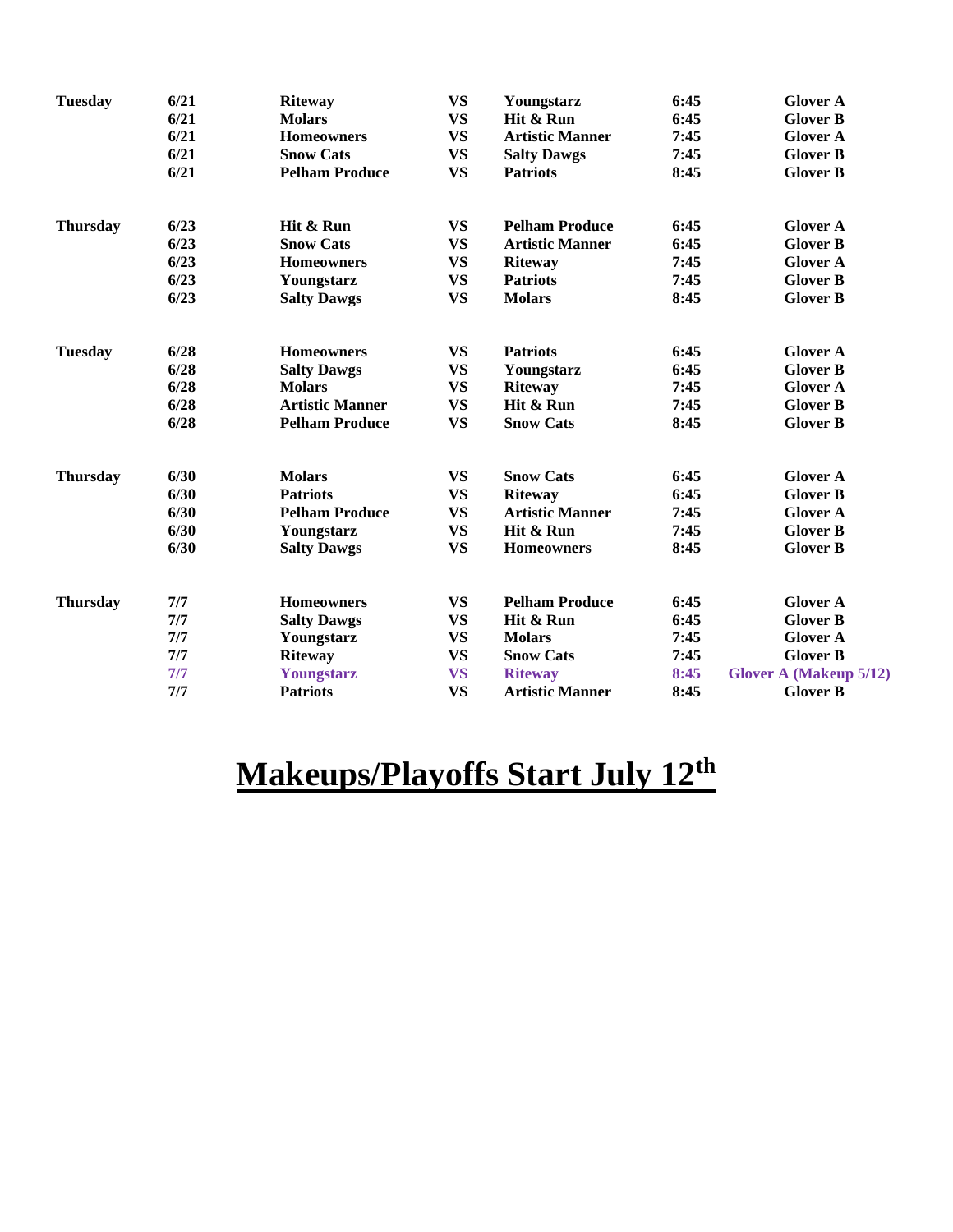| | | | | | | |
|---|---|---|---|---|---|---|
| **Tuesday** | **6/21** | **Riteway** | **VS** | **Youngstarz** | **6:45** | **Glover A** |
| | **6/21** | **Molars** | **VS** | **Hit & Run** | **6:45** | **Glover B** |
| | **6/21** | **Homeowners** | **VS** | **Artistic Manner** | **7:45** | **Glover A** |
| | **6/21** | **Snow Cats** | **VS** | **Salty Dawgs** | **7:45** | **Glover B** |
| | **6/21** | **Pelham Produce** | **VS** | **Patriots** | **8:45** | **Glover B** |
| **Thursday** | **6/23** | **Hit & Run** | **VS** | **Pelham Produce** | **6:45** | **Glover A** |
| | **6/23** | **Snow Cats** | **VS** | **Artistic Manner** | **6:45** | **Glover B** |
| | **6/23** | **Homeowners** | **VS** | **Riteway** | **7:45** | **Glover A** |
| | **6/23** | **Youngstarz** | **VS** | **Patriots** | **7:45** | **Glover B** |
| | **6/23** | **Salty Dawgs** | **VS** | **Molars** | **8:45** | **Glover B** |
| **Tuesday** | **6/28** | **Homeowners** | **VS** | **Patriots** | **6:45** | **Glover A** |
| | **6/28** | **Salty Dawgs** | **VS** | **Youngstarz** | **6:45** | **Glover B** |
| | **6/28** | **Molars** | **VS** | **Riteway** | **7:45** | **Glover A** |
| | **6/28** | **Artistic Manner** | **VS** | **Hit & Run** | **7:45** | **Glover B** |
| | **6/28** | **Pelham Produce** | **VS** | **Snow Cats** | **8:45** | **Glover B** |
| **Thursday** | **6/30** | **Molars** | **VS** | **Snow Cats** | **6:45** | **Glover A** |
| | **6/30** | **Patriots** | **VS** | **Riteway** | **6:45** | **Glover B** |
| | **6/30** | **Pelham Produce** | **VS** | **Artistic Manner** | **7:45** | **Glover A** |
| | **6/30** | **Youngstarz** | **VS** | **Hit & Run** | **7:45** | **Glover B** |
| | **6/30** | **Salty Dawgs** | **VS** | **Homeowners** | **8:45** | **Glover B** |
| **Thursday** | **7/7** | **Homeowners** | **VS** | **Pelham Produce** | **6:45** | **Glover A** |
| | **7/7** | **Salty Dawgs** | **VS** | **Hit & Run** | **6:45** | **Glover B** |
| | **7/7** | **Youngstarz** | **VS** | **Molars** | **7:45** | **Glover A** |
| | **7/7** | **Riteway** | **VS** | **Snow Cats** | **7:45** | **Glover B** |
| | **7/7** | **Youngstarz** | **VS** | **Riteway** | **8:45** | **Glover A (Makeup 5/12)** |
| | **7/7** | **Patriots** | **VS** | **Artistic Manner** | **8:45** | **Glover B** |

# Makeups/Playoffs Start July 12th